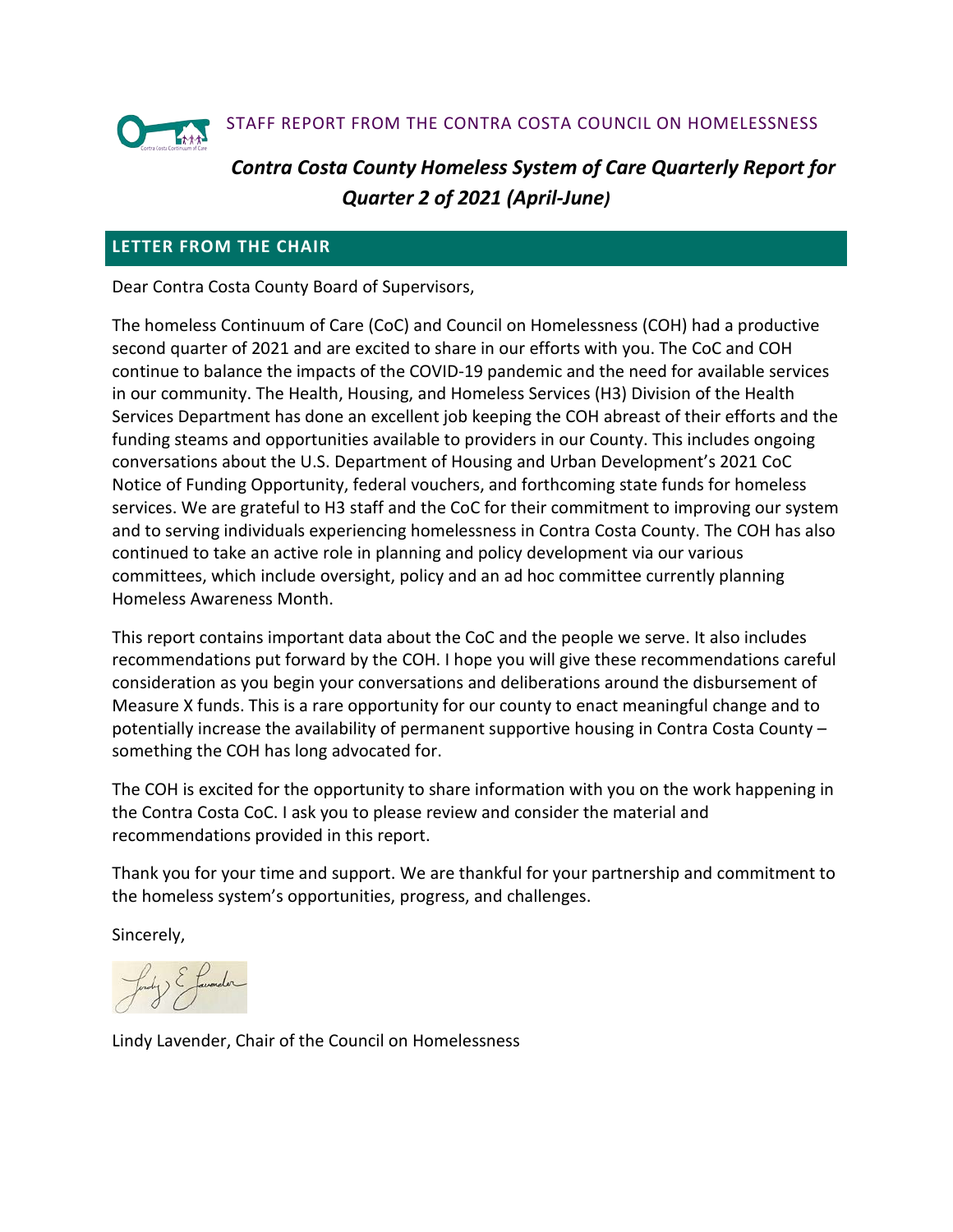STAFF REPORT FROM THE CONTRA COSTA COUNCIL ON HOMELESSNESS

# *Contra Costa County Homeless System of Care Quarterly Report for Quarter 2 of 2021 (April-June)*

## LETTER FROM THE CHAIR

Dear Contra Costa County Board of Supervisors,

The homeless Continuum of Care (CoC) and Council on Homelessness (COH) had a productive second quarter of 2021 and are excited to share in our efforts with you. The CoC and COH continue to balance the impacts of the COVID-19 pandemic and the need for available services in our community. The Health, Housing, and Homeless Services (H3) Division of the Health Services Department has done an excellent job keeping the COH abreast of their efforts and the funding steams and opportunities available to providers in our County. This includes ongoing conversations about the U.S. Department of Housing and Urban Development's 2021 CoC Notice of Funding Opportunity, federal vouchers, and forthcoming state funds for homeless services. We are grateful to H3 staff and the CoC for their commitment to improving our system and to serving individuals experiencing homelessness in Contra Costa County. The COH has also continued to take an active role in planning and policy development via our various committees, which include oversight, policy and an ad hoc committee currently planning Homeless Awareness Month.

This report contains important data about the CoC and the people we serve. It also includes recommendations put forward by the COH. I hope you will give these recommendations careful consideration as you begin your conversations and deliberations around the disbursement of Measure X funds. This is a rare opportunity for our county to enact meaningful change and to potentially increase the availability of permanent supportive housing in Contra Costa County – something the COH has long advocated for.

The COH is excited for the opportunity to share information with you on the work happening in the Contra Costa CoC. I ask you to please review and consider the material and recommendations provided in this report.

Thank you for your time and support. We are thankful for your partnership and commitment to the homeless system's opportunities, progress, and challenges.

Sincerely,

Lindy Lavender, Chair of the Council on Homelessness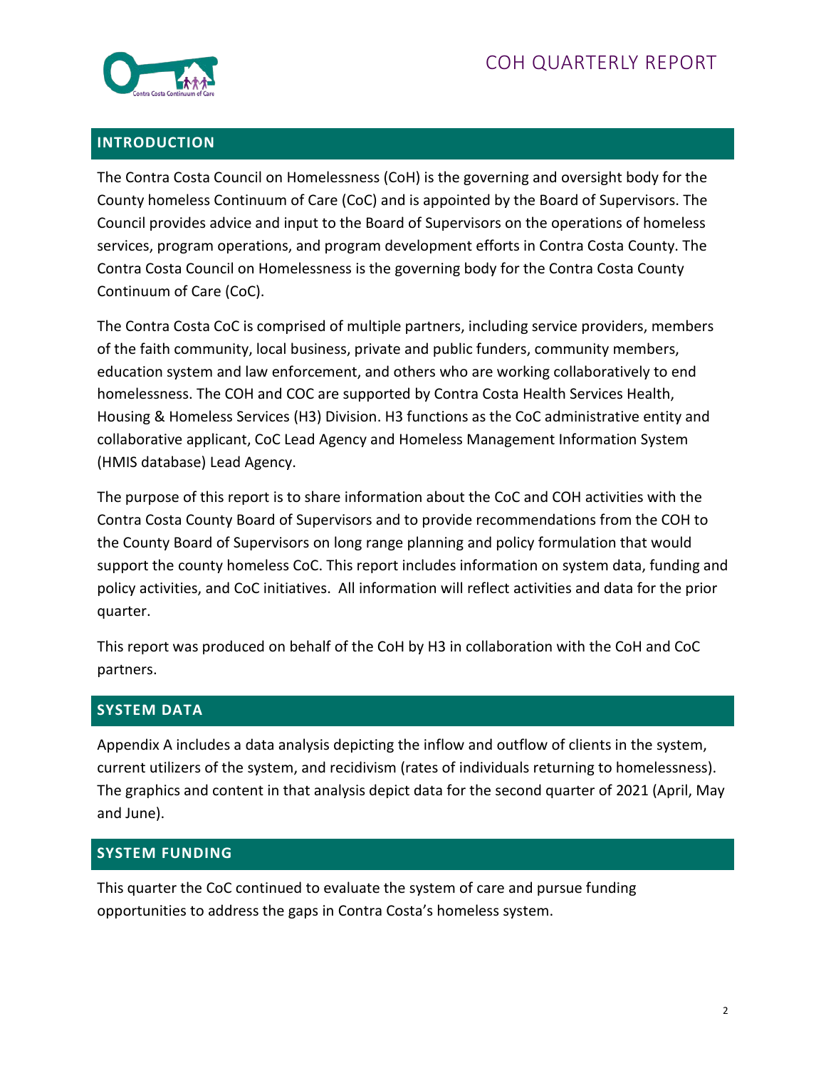## INTRODUCTION

The Contra Costa Council on Homelessness (CoH) is the governing and oversight body for the County homeless Continuum of Care (CoC) and is appointed by the Board of Supervisors. The Council provides advice and input to the Board of Supervisors on the operations of homeless services, program operations, and program development efforts in Contra Costa County. The Contra Costa Council on Homelessness is the governing body for the Contra Costa County Continuum of Care (CoC).

The Contra Costa CoC is comprised of multiple partners, including service providers, members of the faith community, local business, private and public funders, community members, education system and law enforcement, and others who are working collaboratively to end homelessness. The COH and COC are supported by Contra Costa Health Services Health, Housing & Homeless Services (H3) Division. H3 functions as the CoC administrative entity and collaborative applicant, CoC Lead Agency and Homeless Management Information System (HMIS database) Lead Agency.

The purpose of this report is to share information about the CoC and COH activities with the Contra Costa County Board of Supervisors and to provide recommendations from the COH to the County Board of Supervisors on long range planning and policy formulation that would support the county homeless CoC. This report includes information on system data, funding and policy activities, and CoC initiatives. All information will reflect activities and data for the prior quarter.

This report was produced on behalf of the CoH by H3 in collaboration with the CoH and CoC partners.

## SYSTEM DATA

Appendix A includes a data analysis depicting the inflow and outflow of clients in the system, current utilizers of the system, and recidivism (rates of individuals returning to homelessness). The graphics and content in that analysis depict data for the second quarter of 2021 (April, May and June).

## SYSTEM FUNDING

This quarter the CoC continued to evaluate the system of care and pursue funding opportunities to address the gaps in Contra Costa's homeless system.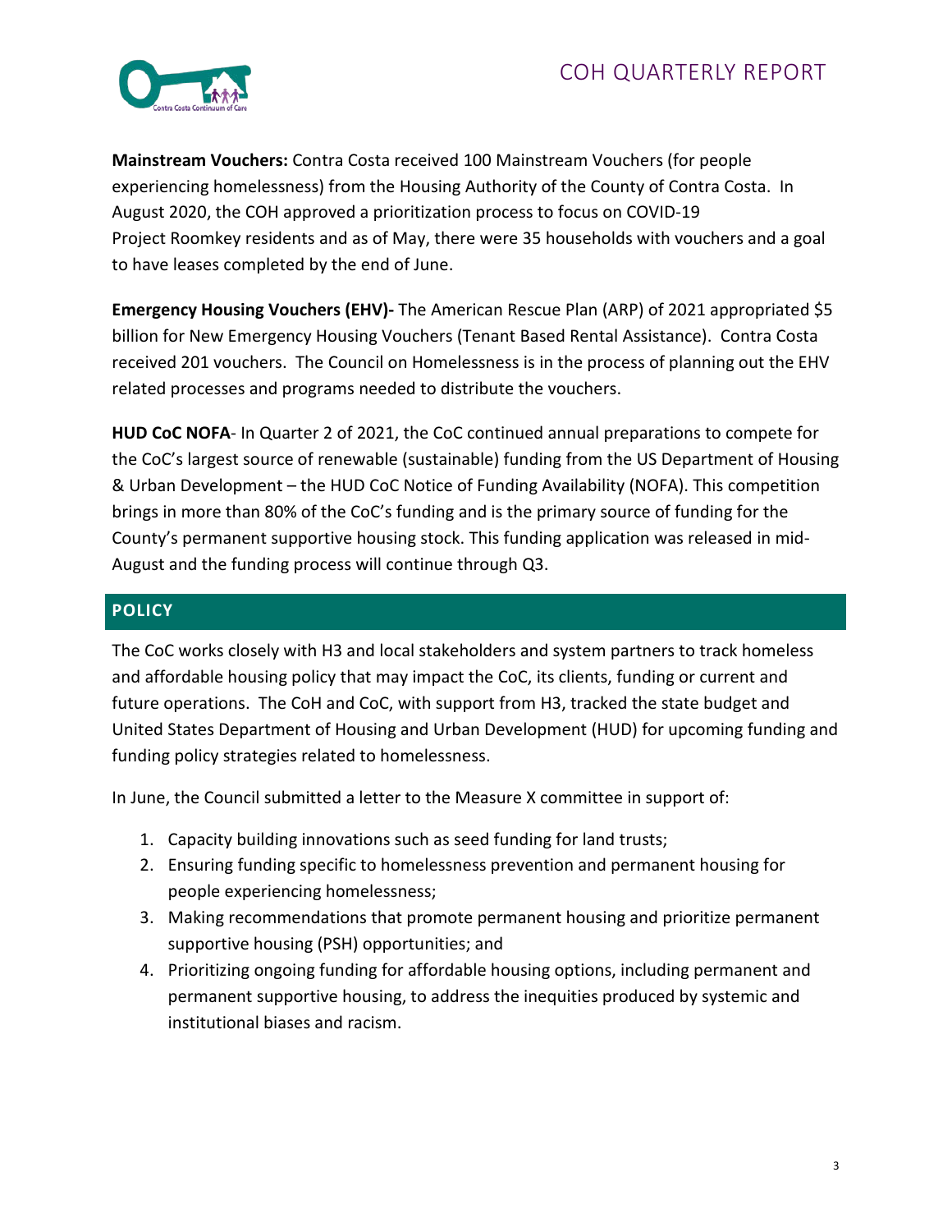**Mainstream Vouchers:** Contra Costa received 100 Mainstream Vouchers (for people experiencing homelessness) from the Housing Authority of the County of Contra Costa. In August 2020, the COH approved a prioritization process to focus on COVID-19 Project Roomkey residents and as of May, there were 35 households with vouchers and a goal to have leases completed by the end of June.

**Emergency Housing Vouchers (EHV)-** The American Rescue Plan (ARP) of 2021 appropriated $5 billion for New Emergency Housing Vouchers (Tenant Based Rental Assistance). Contra Costa received 201 vouchers. The Council on Homelessness is in the process of planning out the EHV related processes and programs needed to distribute the vouchers.

**HUD CoC NOFA**- In Quarter 2 of 2021, the CoC continued annual preparations to compete for the CoC's largest source of renewable (sustainable) funding from the US Department of Housing & Urban Development – the HUD CoC Notice of Funding Availability (NOFA). This competition brings in more than 80% of the CoC's funding and is the primary source of funding for the County's permanent supportive housing stock. This funding application was released in mid-August and the funding process will continue through Q3.

## POLICY

The CoC works closely with H3 and local stakeholders and system partners to track homeless and affordable housing policy that may impact the CoC, its clients, funding or current and future operations. The CoH and CoC, with support from H3, tracked the state budget and United States Department of Housing and Urban Development (HUD) for upcoming funding and funding policy strategies related to homelessness.

In June, the Council submitted a letter to the Measure X committee in support of:

1. Capacity building innovations such as seed funding for land trusts;
2. Ensuring funding specific to homelessness prevention and permanent housing for people experiencing homelessness;
3. Making recommendations that promote permanent housing and prioritize permanent supportive housing (PSH) opportunities; and
4. Prioritizing ongoing funding for affordable housing options, including permanent and permanent supportive housing, to address the inequities produced by systemic and institutional biases and racism.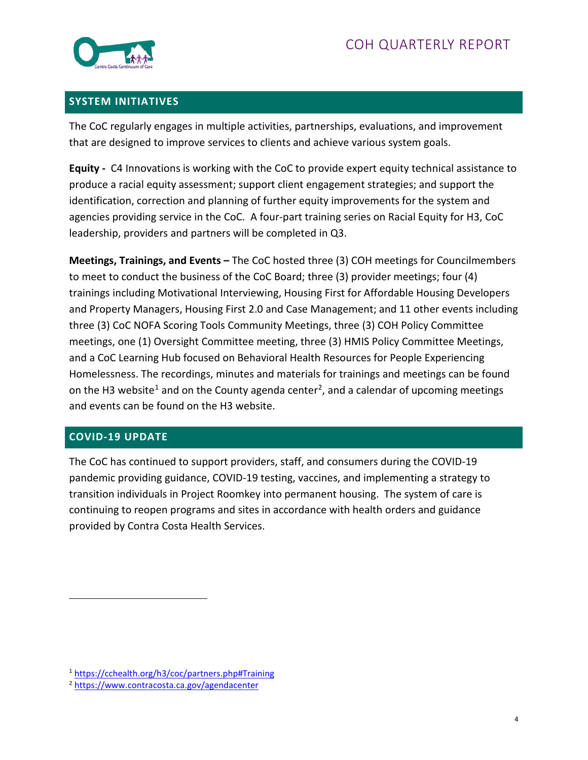## SYSTEM INITIATIVES

The CoC regularly engages in multiple activities, partnerships, evaluations, and improvement that are designed to improve services to clients and achieve various system goals.

**Equity -** C4 Innovations is working with the CoC to provide expert equity technical assistance to produce a racial equity assessment; support client engagement strategies; and support the identification, correction and planning of further equity improvements for the system and agencies providing service in the CoC. A four-part training series on Racial Equity for H3, CoC leadership, providers and partners will be completed in Q3.

**Meetings, Trainings, and Events –** The CoC hosted three (3) COH meetings for Councilmembers to meet to conduct the business of the CoC Board; three (3) provider meetings; four (4) trainings including Motivational Interviewing, Housing First for Affordable Housing Developers and Property Managers, Housing First 2.0 and Case Management; and 11 other events including three (3) CoC NOFA Scoring Tools Community Meetings, three (3) COH Policy Committee meetings, one (1) Oversight Committee meeting, three (3) HMIS Policy Committee Meetings, and a CoC Learning Hub focused on Behavioral Health Resources for People Experiencing Homelessness. The recordings, minutes and materials for trainings and meetings can be found on the H3 website[1] and on the County agenda center[2], and a calendar of upcoming meetings and events can be found on the H3 website.

## COVID-19 UPDATE

The CoC has continued to support providers, staff, and consumers during the COVID-19 pandemic providing guidance, COVID-19 testing, vaccines, and implementing a strategy to transition individuals in Project Roomkey into permanent housing. The system of care is continuing to reopen programs and sites in accordance with health orders and guidance provided by Contra Costa Health Services.

---

[1] https://cchealth.org/h3/coc/partners.php#Training

[2] https://www.contracosta.ca.gov/agendacenter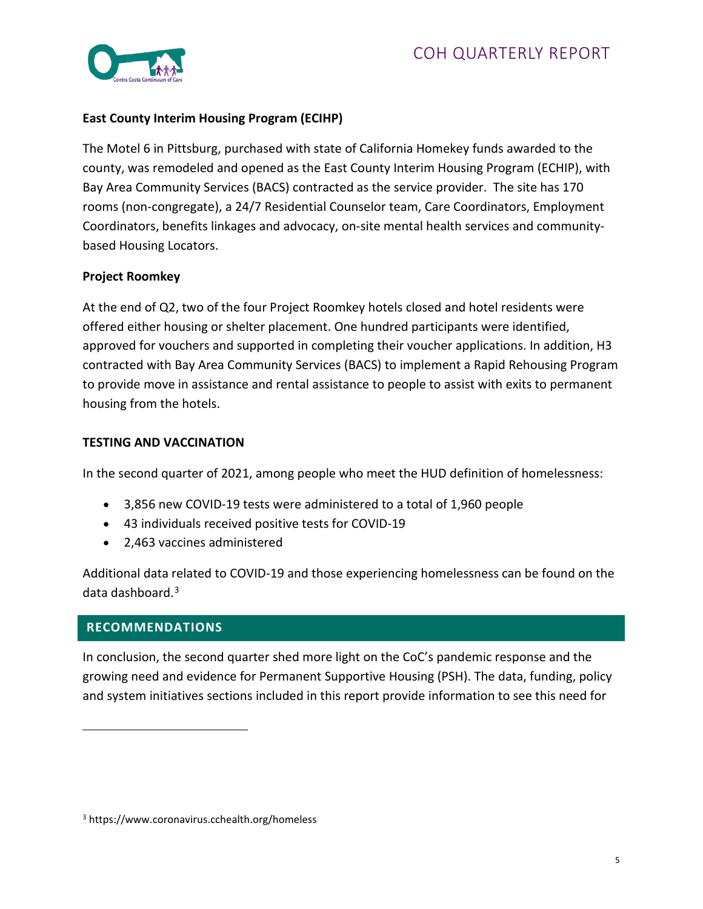**East County Interim Housing Program (ECIHP)**

The Motel 6 in Pittsburg, purchased with state of California Homekey funds awarded to the county, was remodeled and opened as the East County Interim Housing Program (ECHIP), with Bay Area Community Services (BACS) contracted as the service provider. The site has 170 rooms (non-congregate), a 24/7 Residential Counselor team, Care Coordinators, Employment Coordinators, benefits linkages and advocacy, on-site mental health services and community-based Housing Locators.

**Project Roomkey**

At the end of Q2, two of the four Project Roomkey hotels closed and hotel residents were offered either housing or shelter placement. One hundred participants were identified, approved for vouchers and supported in completing their voucher applications. In addition, H3 contracted with Bay Area Community Services (BACS) to implement a Rapid Rehousing Program to provide move in assistance and rental assistance to people to assist with exits to permanent housing from the hotels.

**TESTING AND VACCINATION**

In the second quarter of 2021, among people who meet the HUD definition of homelessness:

- 3,856 new COVID-19 tests were administered to a total of 1,960 people
- 43 individuals received positive tests for COVID-19
- 2,463 vaccines administered

Additional data related to COVID-19 and those experiencing homelessness can be found on the data dashboard.[3]

## RECOMMENDATIONS

In conclusion, the second quarter shed more light on the CoC's pandemic response and the growing need and evidence for Permanent Supportive Housing (PSH). The data, funding, policy and system initiatives sections included in this report provide information to see this need for

[3] https://www.coronavirus.cchealth.org/homeless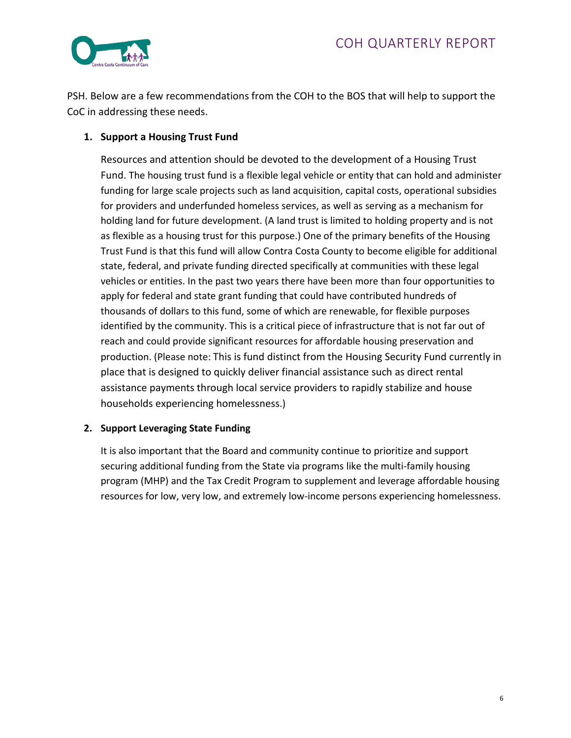PSH. Below are a few recommendations from the COH to the BOS that will help to support the CoC in addressing these needs.

1. **Support a Housing Trust Fund**

   Resources and attention should be devoted to the development of a Housing Trust Fund. The housing trust fund is a flexible legal vehicle or entity that can hold and administer funding for large scale projects such as land acquisition, capital costs, operational subsidies for providers and underfunded homeless services, as well as serving as a mechanism for holding land for future development. (A land trust is limited to holding property and is not as flexible as a housing trust for this purpose.) One of the primary benefits of the Housing Trust Fund is that this fund will allow Contra Costa County to become eligible for additional state, federal, and private funding directed specifically at communities with these legal vehicles or entities. In the past two years there have been more than four opportunities to apply for federal and state grant funding that could have contributed hundreds of thousands of dollars to this fund, some of which are renewable, for flexible purposes identified by the community. This is a critical piece of infrastructure that is not far out of reach and could provide significant resources for affordable housing preservation and production. (Please note: This is fund distinct from the Housing Security Fund currently in place that is designed to quickly deliver financial assistance such as direct rental assistance payments through local service providers to rapidly stabilize and house households experiencing homelessness.)

2. **Support Leveraging State Funding**

   It is also important that the Board and community continue to prioritize and support securing additional funding from the State via programs like the multi-family housing program (MHP) and the Tax Credit Program to supplement and leverage affordable housing resources for low, very low, and extremely low-income persons experiencing homelessness.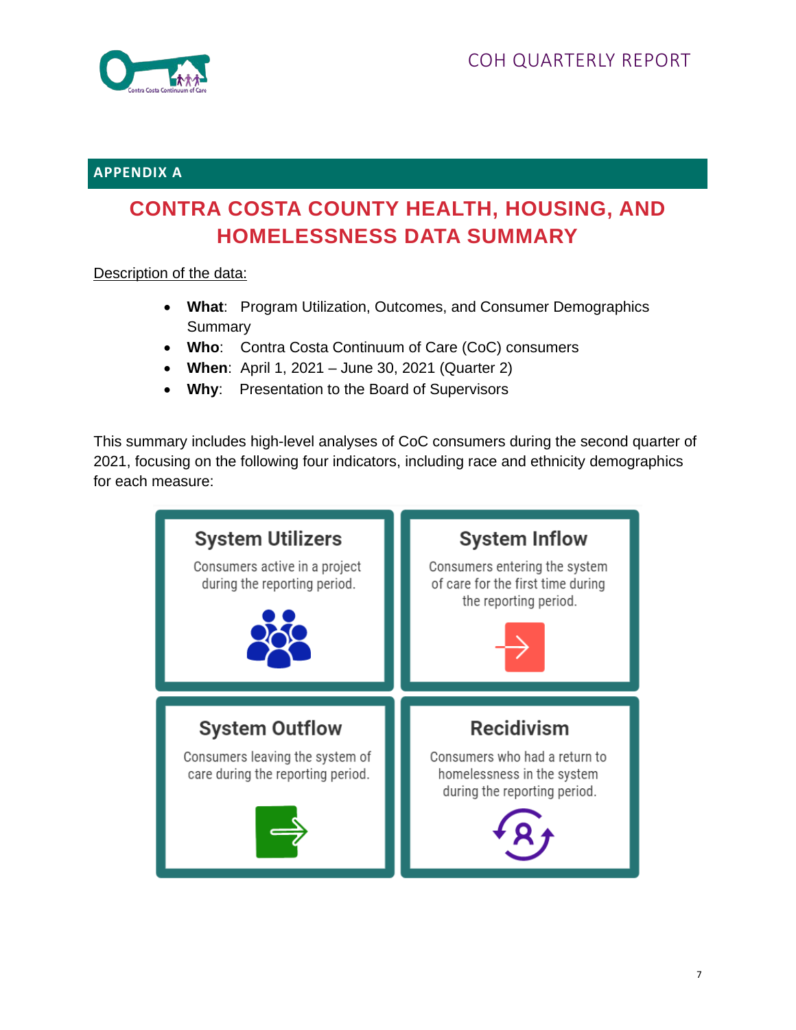## APPENDIX A

# CONTRA COSTA COUNTY HEALTH, HOUSING, AND HOMELESSNESS DATA SUMMARY

Description of the data:

- **What**: Program Utilization, Outcomes, and Consumer Demographics Summary
- **Who**: Contra Costa Continuum of Care (CoC) consumers
- **When**: April 1, 2021 – June 30, 2021 (Quarter 2)
- **Why**: Presentation to the Board of Supervisors

This summary includes high-level analyses of CoC consumers during the second quarter of 2021, focusing on the following four indicators, including race and ethnicity demographics for each measure:

| System Utilizers | System Inflow |
|---|---|
| Consumers active in a project during the reporting period. | Consumers entering the system of care for the first time during the reporting period. |

| System Outflow | Recidivism |
|---|---|
| Consumers leaving the system of care during the reporting period. | Consumers who had a return to homelessness in the system during the reporting period. |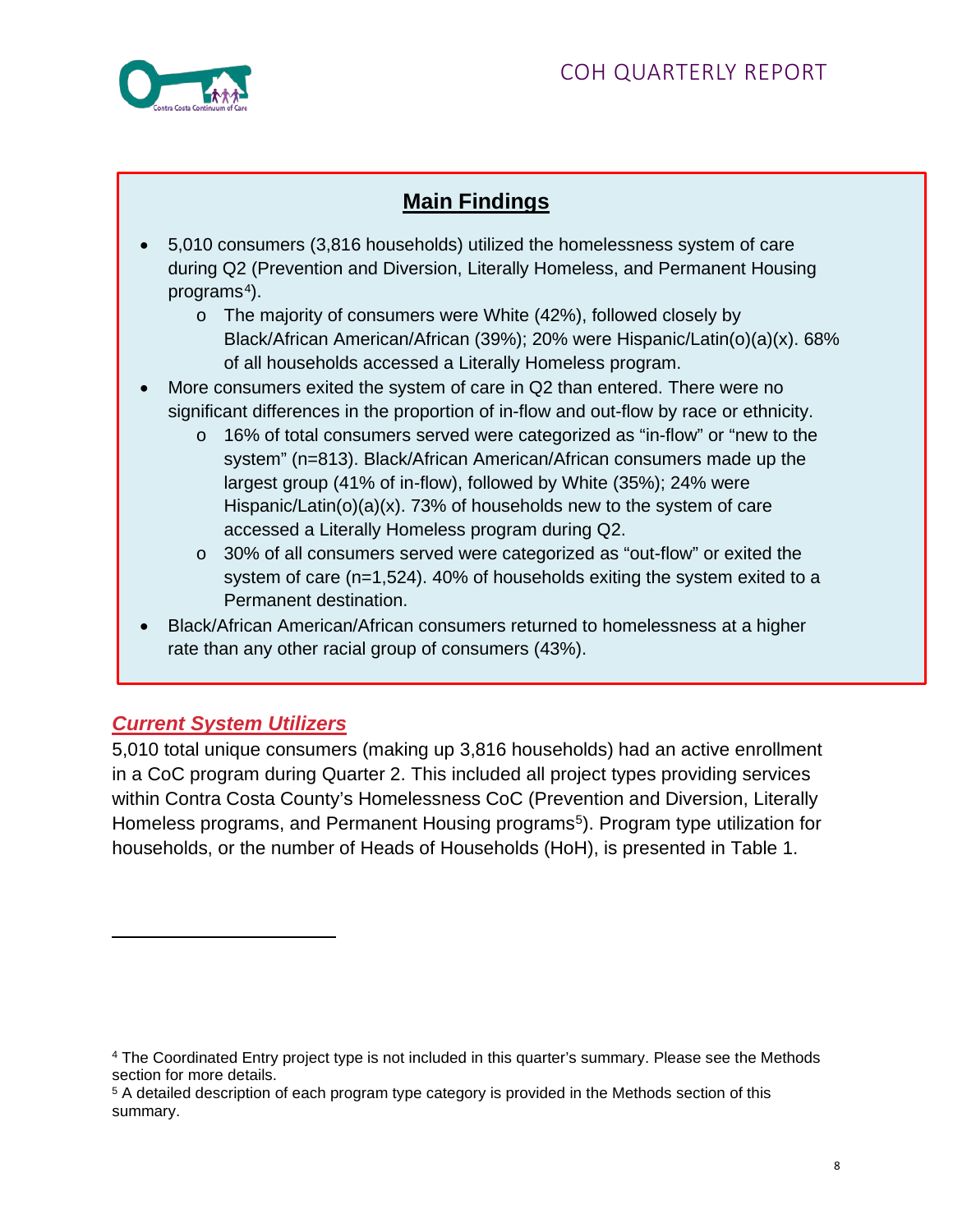## Main Findings

- 5,010 consumers (3,816 households) utilized the homelessness system of care during Q2 (Prevention and Diversion, Literally Homeless, and Permanent Housing programs[4]).
  - The majority of consumers were White (42%), followed closely by Black/African American/African (39%); 20% were Hispanic/Latin(o)(a)(x). 68% of all households accessed a Literally Homeless program.
- More consumers exited the system of care in Q2 than entered. There were no significant differences in the proportion of in-flow and out-flow by race or ethnicity.
  - 16% of total consumers served were categorized as "in-flow" or "new to the system" (n=813). Black/African American/African consumers made up the largest group (41% of in-flow), followed by White (35%); 24% were Hispanic/Latin(o)(a)(x). 73% of households new to the system of care accessed a Literally Homeless program during Q2.
  - 30% of all consumers served were categorized as "out-flow" or exited the system of care (n=1,524). 40% of households exiting the system exited to a Permanent destination.
- Black/African American/African consumers returned to homelessness at a higher rate than any other racial group of consumers (43%).

## *Current System Utilizers*

5,010 total unique consumers (making up 3,816 households) had an active enrollment in a CoC program during Quarter 2. This included all project types providing services within Contra Costa County's Homelessness CoC (Prevention and Diversion, Literally Homeless programs, and Permanent Housing programs[5]). Program type utilization for households, or the number of Heads of Households (HoH), is presented in Table 1.

---

[4] The Coordinated Entry project type is not included in this quarter's summary. Please see the Methods section for more details.

[5] A detailed description of each program type category is provided in the Methods section of this summary.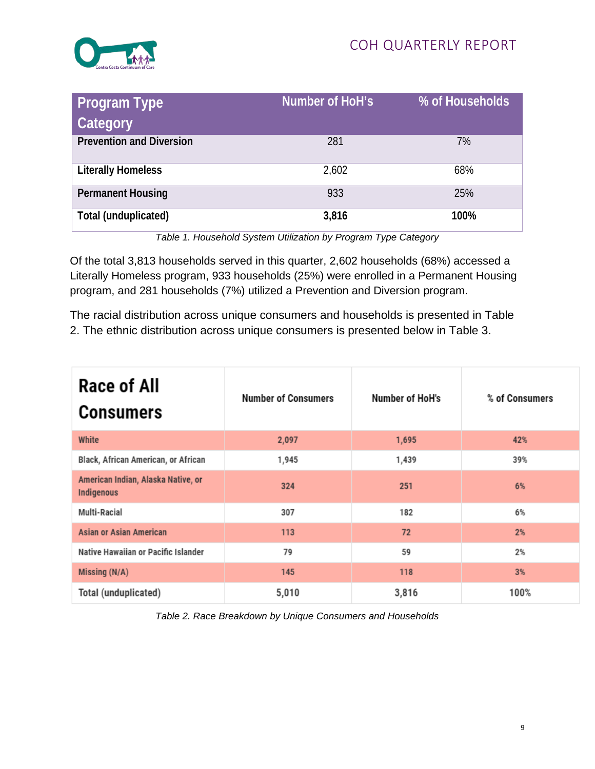| Program Type Category | Number of HoH's | % of Households |
|---|---|---|
| **Prevention and Diversion** | 281 | 7% |
| **Literally Homeless** | 2,602 | 68% |
| **Permanent Housing** | 933 | 25% |
| **Total (unduplicated)** | **3,816** | **100%** |

*Table 1. Household System Utilization by Program Type Category*

Of the total 3,813 households served in this quarter, 2,602 households (68%) accessed a Literally Homeless program, 933 households (25%) were enrolled in a Permanent Housing program, and 281 households (7%) utilized a Prevention and Diversion program.

The racial distribution across unique consumers and households is presented in Table 2. The ethnic distribution across unique consumers is presented below in Table 3.

| Race of All Consumers | Number of Consumers | Number of HoH's | % of Consumers |
|---|---|---|---|
| White | 2,097 | 1,695 | 42% |
| Black, African American, or African | 1,945 | 1,439 | 39% |
| American Indian, Alaska Native, or Indigenous | 324 | 251 | 6% |
| Multi-Racial | 307 | 182 | 6% |
| Asian or Asian American | 113 | 72 | 2% |
| Native Hawaiian or Pacific Islander | 79 | 59 | 2% |
| Missing (N/A) | 145 | 118 | 3% |
| Total (unduplicated) | 5,010 | 3,816 | 100% |

*Table 2. Race Breakdown by Unique Consumers and Households*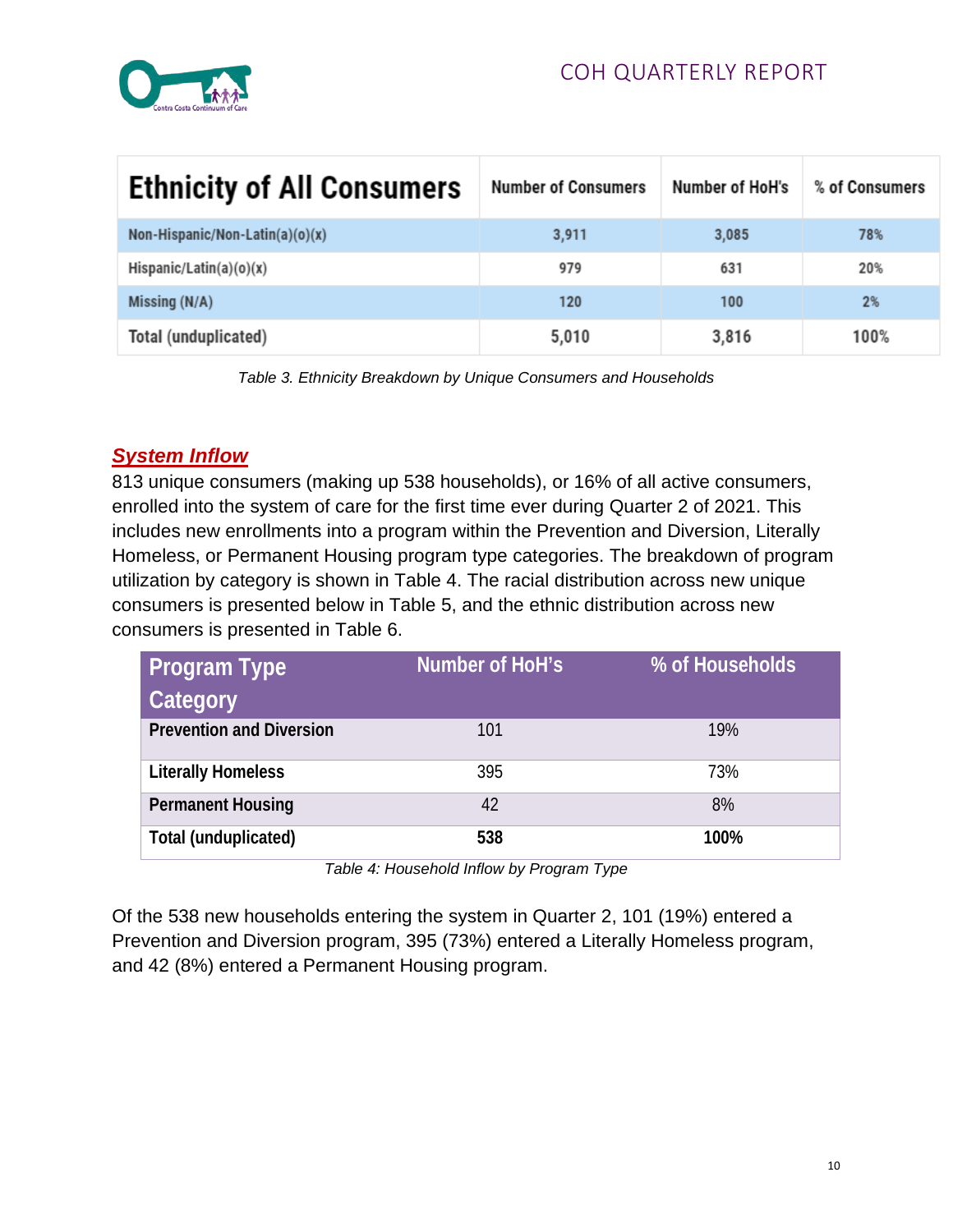| Ethnicity of All Consumers | Number of Consumers | Number of HoH's | % of Consumers |
|---|---|---|---|
| Non-Hispanic/Non-Latin(a)(o)(x) | 3,911 | 3,085 | 78% |
| Hispanic/Latin(a)(o)(x) | 979 | 631 | 20% |
| Missing (N/A) | 120 | 100 | 2% |
| Total (unduplicated) | 5,010 | 3,816 | 100% |

*Table 3. Ethnicity Breakdown by Unique Consumers and Households*

## *System Inflow*

813 unique consumers (making up 538 households), or 16% of all active consumers, enrolled into the system of care for the first time ever during Quarter 2 of 2021. This includes new enrollments into a program within the Prevention and Diversion, Literally Homeless, or Permanent Housing program type categories. The breakdown of program utilization by category is shown in Table 4. The racial distribution across new unique consumers is presented below in Table 5, and the ethnic distribution across new consumers is presented in Table 6.

| Program Type Category | Number of HoH's | % of Households |
|---|---|---|
| **Prevention and Diversion** | 101 | 19% |
| **Literally Homeless** | 395 | 73% |
| **Permanent Housing** | 42 | 8% |
| **Total (unduplicated)** | **538** | **100%** |

*Table 4: Household Inflow by Program Type*

Of the 538 new households entering the system in Quarter 2, 101 (19%) entered a Prevention and Diversion program, 395 (73%) entered a Literally Homeless program, and 42 (8%) entered a Permanent Housing program.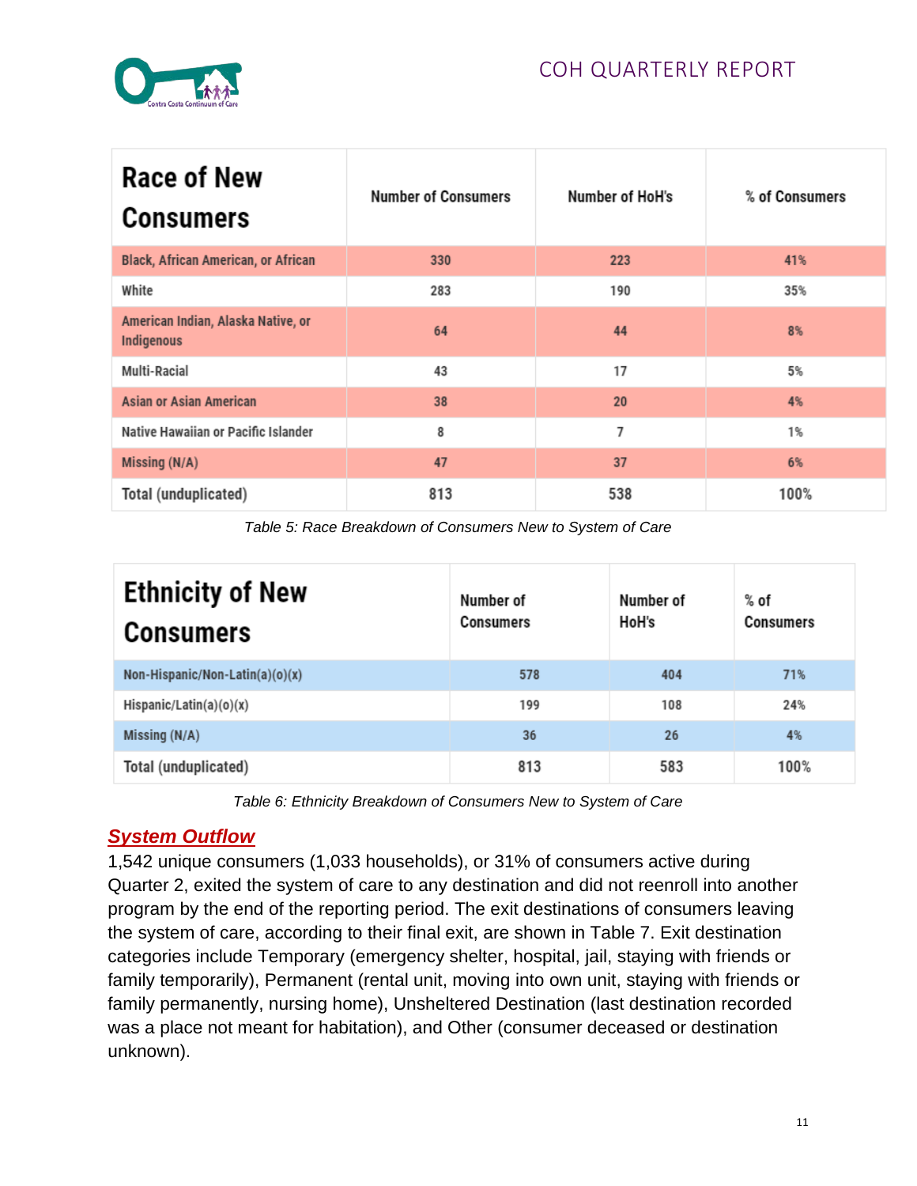| Race of New Consumers | Number of Consumers | Number of HoH's | % of Consumers |
|---|---|---|---|
| Black, African American, or African | 330 | 223 | 41% |
| White | 283 | 190 | 35% |
| American Indian, Alaska Native, or Indigenous | 64 | 44 | 8% |
| Multi-Racial | 43 | 17 | 5% |
| Asian or Asian American | 38 | 20 | 4% |
| Native Hawaiian or Pacific Islander | 8 | 7 | 1% |
| Missing (N/A) | 47 | 37 | 6% |
| Total (unduplicated) | 813 | 538 | 100% |

*Table 5: Race Breakdown of Consumers New to System of Care*

| Ethnicity of New Consumers | Number of Consumers | Number of HoH's | % of Consumers |
|---|---|---|---|
| Non-Hispanic/Non-Latin(a)(o)(x) | 578 | 404 | 71% |
| Hispanic/Latin(a)(o)(x) | 199 | 108 | 24% |
| Missing (N/A) | 36 | 26 | 4% |
| Total (unduplicated) | 813 | 583 | 100% |

*Table 6: Ethnicity Breakdown of Consumers New to System of Care*

## ***System Outflow***

1,542 unique consumers (1,033 households), or 31% of consumers active during Quarter 2, exited the system of care to any destination and did not reenroll into another program by the end of the reporting period. The exit destinations of consumers leaving the system of care, according to their final exit, are shown in Table 7. Exit destination categories include Temporary (emergency shelter, hospital, jail, staying with friends or family temporarily), Permanent (rental unit, moving into own unit, staying with friends or family permanently, nursing home), Unsheltered Destination (last destination recorded was a place not meant for habitation), and Other (consumer deceased or destination unknown).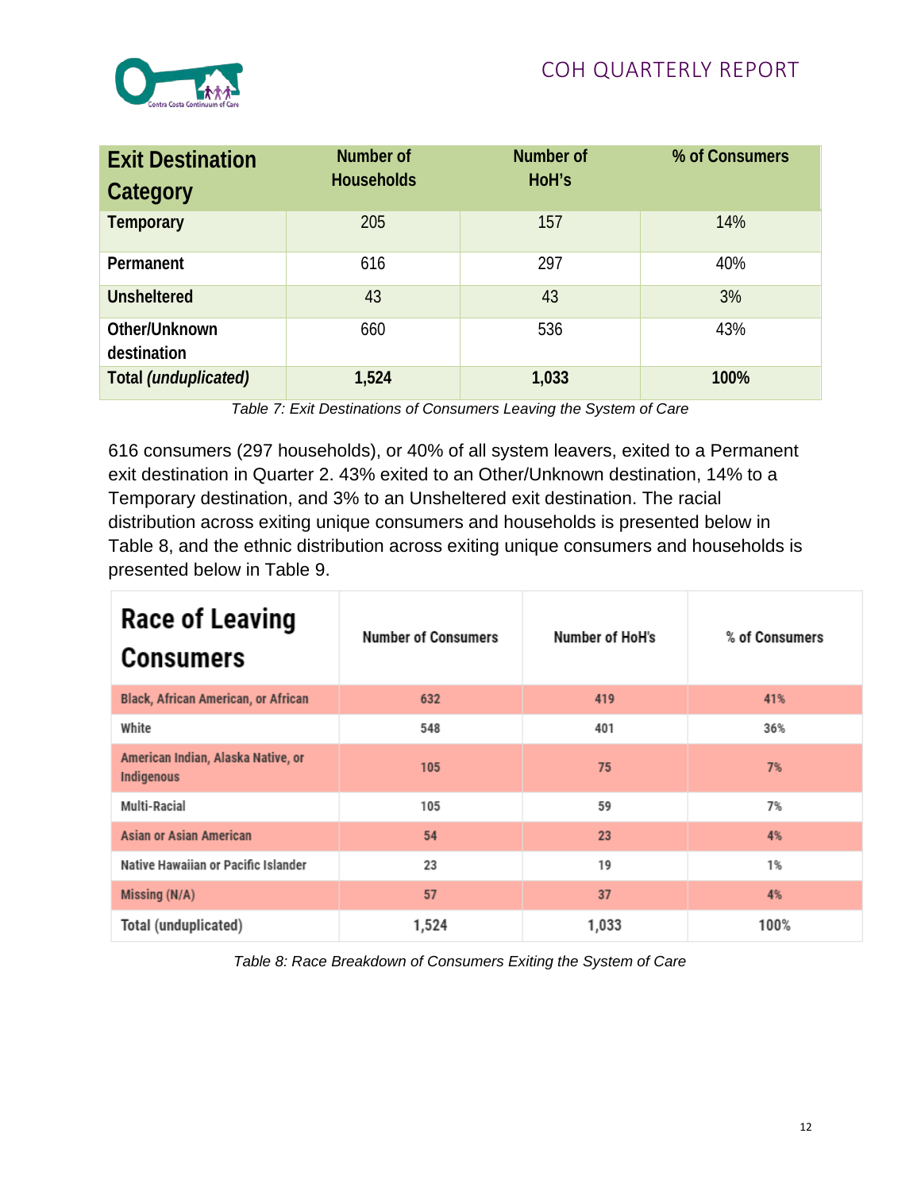| Exit Destination Category | Number of Households | Number of HoH's | % of Consumers |
|---|---|---|---|
| Temporary | 205 | 157 | 14% |
| Permanent | 616 | 297 | 40% |
| Unsheltered | 43 | 43 | 3% |
| Other/Unknown destination | 660 | 536 | 43% |
| **Total *(unduplicated)*** | **1,524** | **1,033** | **100%** |

*Table 7: Exit Destinations of Consumers Leaving the System of Care*

616 consumers (297 households), or 40% of all system leavers, exited to a Permanent exit destination in Quarter 2. 43% exited to an Other/Unknown destination, 14% to a Temporary destination, and 3% to an Unsheltered exit destination. The racial distribution across exiting unique consumers and households is presented below in Table 8, and the ethnic distribution across exiting unique consumers and households is presented below in Table 9.

| Race of Leaving Consumers | Number of Consumers | Number of HoH's | % of Consumers |
|---|---|---|---|
| Black, African American, or African | 632 | 419 | 41% |
| White | 548 | 401 | 36% |
| American Indian, Alaska Native, or Indigenous | 105 | 75 | 7% |
| Multi-Racial | 105 | 59 | 7% |
| Asian or Asian American | 54 | 23 | 4% |
| Native Hawaiian or Pacific Islander | 23 | 19 | 1% |
| Missing (N/A) | 57 | 37 | 4% |
| Total (unduplicated) | 1,524 | 1,033 | 100% |

*Table 8: Race Breakdown of Consumers Exiting the System of Care*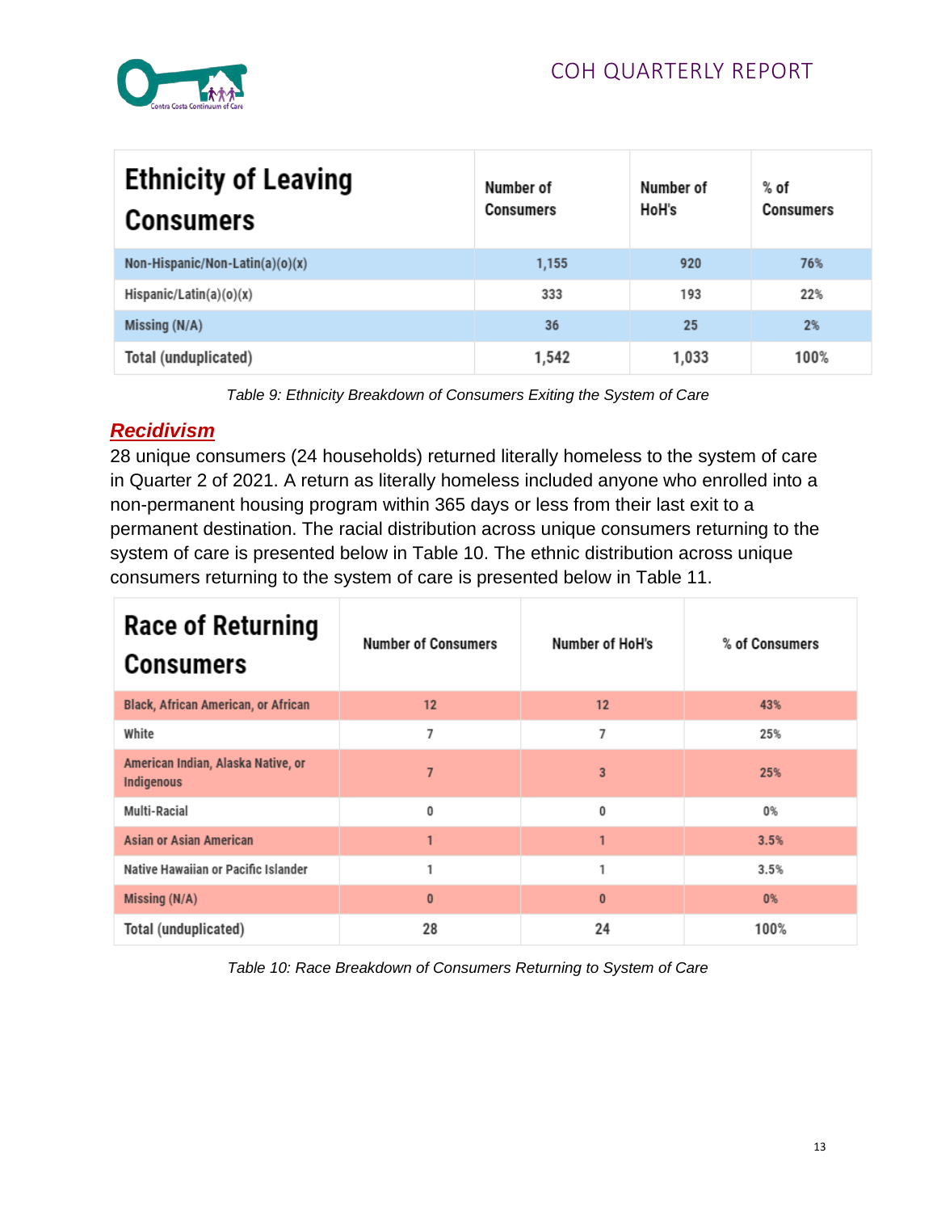| Ethnicity of Leaving Consumers | Number of Consumers | Number of HoH's | % of Consumers |
|---|---|---|---|
| Non-Hispanic/Non-Latin(a)(o)(x) | 1,155 | 920 | 76% |
| Hispanic/Latin(a)(o)(x) | 333 | 193 | 22% |
| Missing (N/A) | 36 | 25 | 2% |
| Total (unduplicated) | 1,542 | 1,033 | 100% |

*Table 9: Ethnicity Breakdown of Consumers Exiting the System of Care*

## *Recidivism*

28 unique consumers (24 households) returned literally homeless to the system of care in Quarter 2 of 2021. A return as literally homeless included anyone who enrolled into a non-permanent housing program within 365 days or less from their last exit to a permanent destination. The racial distribution across unique consumers returning to the system of care is presented below in Table 10. The ethnic distribution across unique consumers returning to the system of care is presented below in Table 11.

| Race of Returning Consumers | Number of Consumers | Number of HoH's | % of Consumers |
|---|---|---|---|
| Black, African American, or African | 12 | 12 | 43% |
| White | 7 | 7 | 25% |
| American Indian, Alaska Native, or Indigenous | 7 | 3 | 25% |
| Multi-Racial | 0 | 0 | 0% |
| Asian or Asian American | 1 | 1 | 3.5% |
| Native Hawaiian or Pacific Islander | 1 | 1 | 3.5% |
| Missing (N/A) | 0 | 0 | 0% |
| Total (unduplicated) | 28 | 24 | 100% |

*Table 10: Race Breakdown of Consumers Returning to System of Care*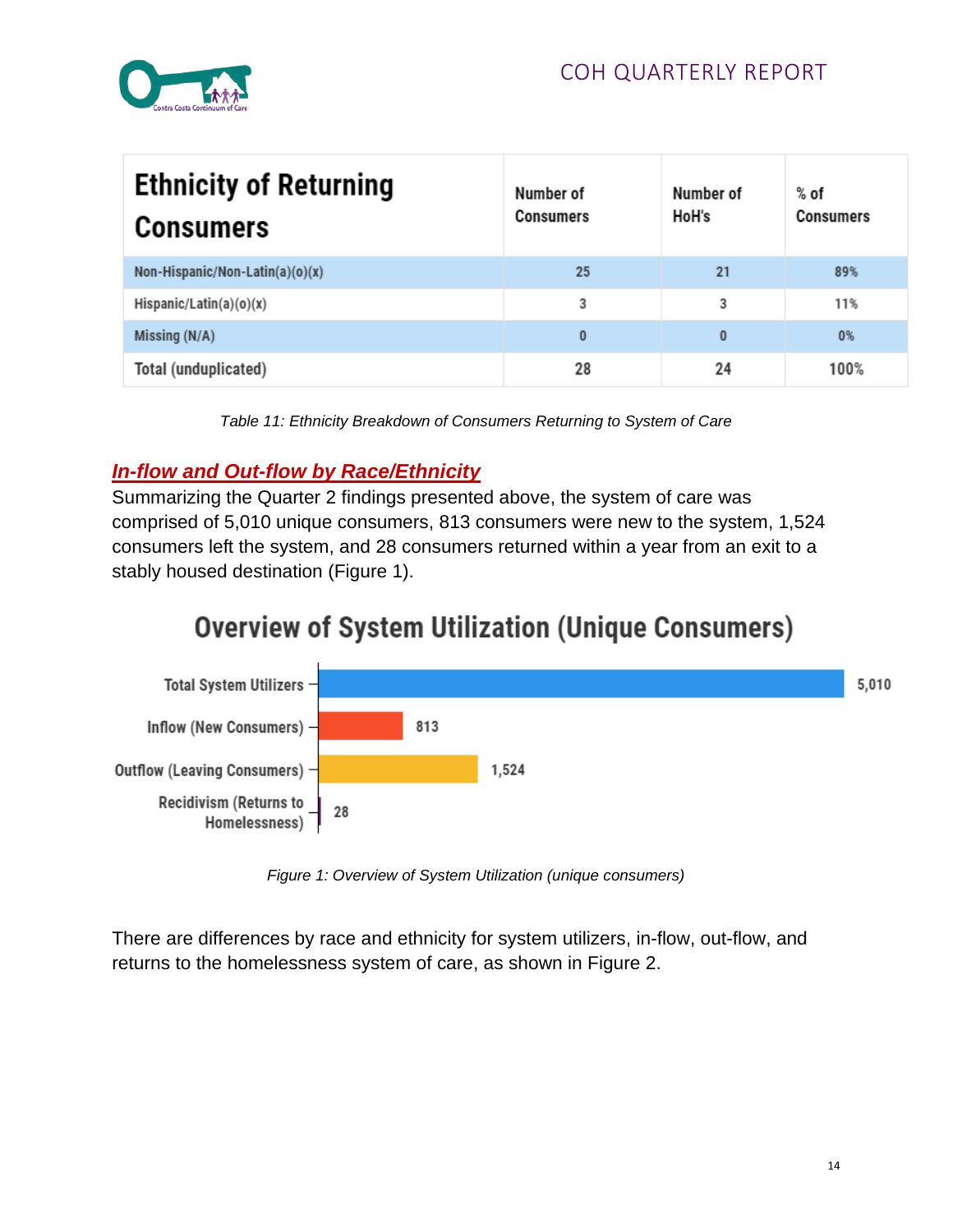| Ethnicity of Returning Consumers | Number of Consumers | Number of HoH's | % of Consumers |
|---|---|---|---|
| Non-Hispanic/Non-Latin(a)(o)(x) | 25 | 21 | 89% |
| Hispanic/Latin(a)(o)(x) | 3 | 3 | 11% |
| Missing (N/A) | 0 | 0 | 0% |
| Total (unduplicated) | 28 | 24 | 100% |

*Table 11: Ethnicity Breakdown of Consumers Returning to System of Care*

## ***In-flow and Out-flow by Race/Ethnicity***

Summarizing the Quarter 2 findings presented above, the system of care was comprised of 5,010 unique consumers, 813 consumers were new to the system, 1,524 consumers left the system, and 28 consumers returned within a year from an exit to a stably housed destination (Figure 1).

**Overview of System Utilization (Unique Consumers)**

| Category | Count |
|---|---|
| Total System Utilizers | 5,010 |
| Inflow (New Consumers) | 813 |
| Outflow (Leaving Consumers) | 1,524 |
| Recidivism (Returns to Homelessness) | 28 |

*Figure 1: Overview of System Utilization (unique consumers)*

There are differences by race and ethnicity for system utilizers, in-flow, out-flow, and returns to the homelessness system of care, as shown in Figure 2.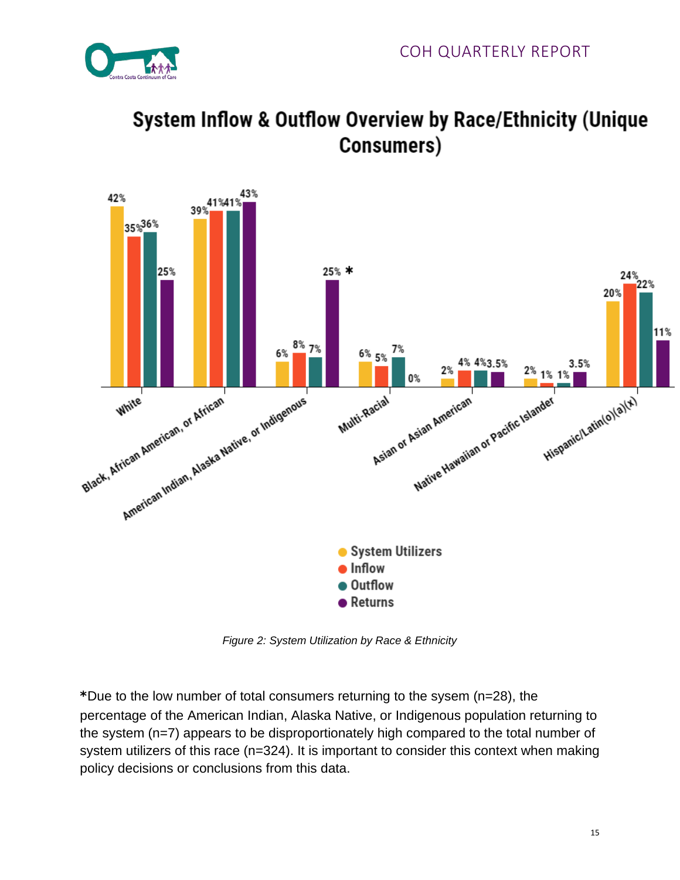## System Inflow & Outflow Overview by Race/Ethnicity (Unique Consumers)

| Race/Ethnicity | System Utilizers | Inflow | Outflow | Returns |
|---|---|---|---|---|
| White | 42% | 35% | 36% | 25% |
| Black, African American, or African | 39% | 41% | 41% | 43% |
| American Indian, Alaska Native, or Indigenous | 6% | 8% | 7% | 25% * |
| Multi-Racial | 6% | 5% | 7% | 0% |
| Asian or Asian American | 2% | 4% | 4% | 3.5% |
| Native Hawaiian or Pacific Islander | 2% | 1% | 1% | 3.5% |
| Hispanic/Latin(o)(a)(x) | 20% | 24% | 22% | 11% |

*Figure 2: System Utilization by Race & Ethnicity*

*Due to the low number of total consumers returning to the sysem (n=28), the percentage of the American Indian, Alaska Native, or Indigenous population returning to the system (n=7) appears to be disproportionately high compared to the total number of system utilizers of this race (n=324). It is important to consider this context when making policy decisions or conclusions from this data.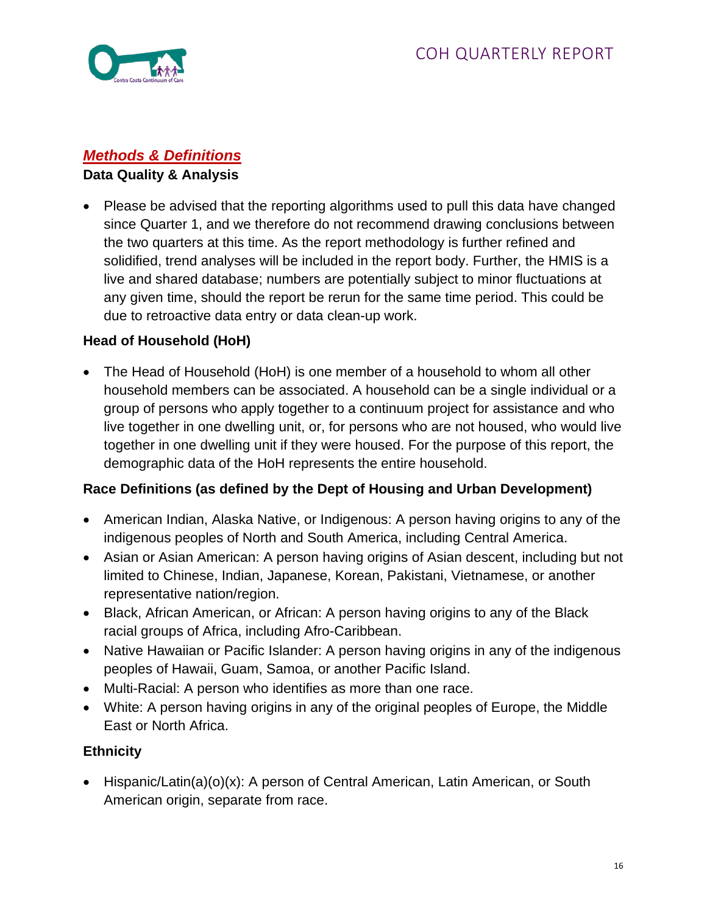## ***Methods & Definitions***

### Data Quality & Analysis

- Please be advised that the reporting algorithms used to pull this data have changed since Quarter 1, and we therefore do not recommend drawing conclusions between the two quarters at this time. As the report methodology is further refined and solidified, trend analyses will be included in the report body. Further, the HMIS is a live and shared database; numbers are potentially subject to minor fluctuations at any given time, should the report be rerun for the same time period. This could be due to retroactive data entry or data clean-up work.

### Head of Household (HoH)

- The Head of Household (HoH) is one member of a household to whom all other household members can be associated. A household can be a single individual or a group of persons who apply together to a continuum project for assistance and who live together in one dwelling unit, or, for persons who are not housed, who would live together in one dwelling unit if they were housed. For the purpose of this report, the demographic data of the HoH represents the entire household.

### Race Definitions (as defined by the Dept of Housing and Urban Development)

- American Indian, Alaska Native, or Indigenous: A person having origins to any of the indigenous peoples of North and South America, including Central America.
- Asian or Asian American: A person having origins of Asian descent, including but not limited to Chinese, Indian, Japanese, Korean, Pakistani, Vietnamese, or another representative nation/region.
- Black, African American, or African: A person having origins to any of the Black racial groups of Africa, including Afro-Caribbean.
- Native Hawaiian or Pacific Islander: A person having origins in any of the indigenous peoples of Hawaii, Guam, Samoa, or another Pacific Island.
- Multi-Racial: A person who identifies as more than one race.
- White: A person having origins in any of the original peoples of Europe, the Middle East or North Africa.

### Ethnicity

- Hispanic/Latin(a)(o)(x): A person of Central American, Latin American, or South American origin, separate from race.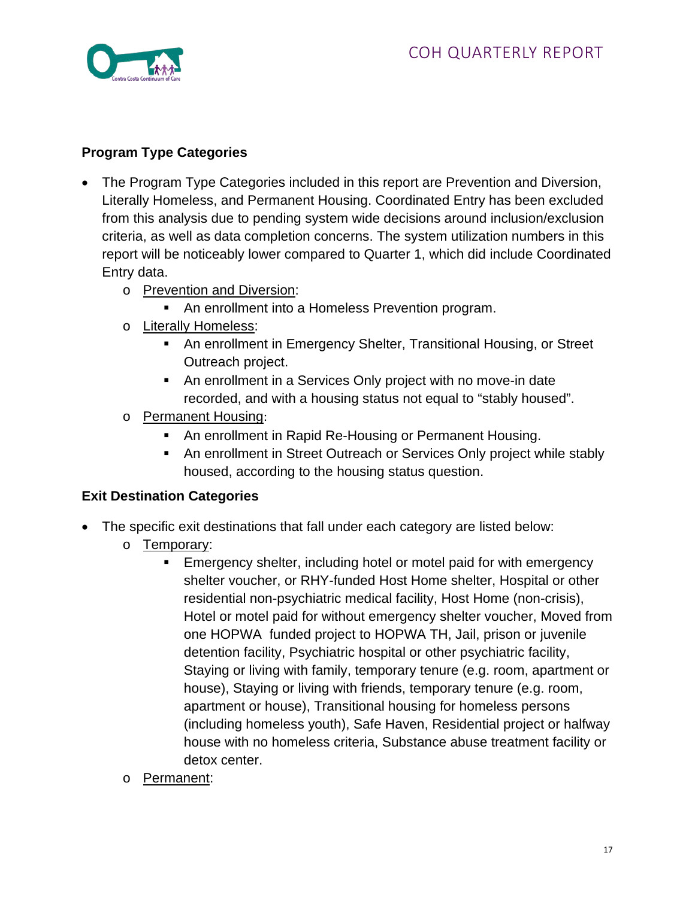### Program Type Categories

- The Program Type Categories included in this report are Prevention and Diversion, Literally Homeless, and Permanent Housing. Coordinated Entry has been excluded from this analysis due to pending system wide decisions around inclusion/exclusion criteria, as well as data completion concerns. The system utilization numbers in this report will be noticeably lower compared to Quarter 1, which did include Coordinated Entry data.
  - Prevention and Diversion:
    - An enrollment into a Homeless Prevention program.
  - Literally Homeless:
    - An enrollment in Emergency Shelter, Transitional Housing, or Street Outreach project.
    - An enrollment in a Services Only project with no move-in date recorded, and with a housing status not equal to "stably housed".
  - Permanent Housing:
    - An enrollment in Rapid Re-Housing or Permanent Housing.
    - An enrollment in Street Outreach or Services Only project while stably housed, according to the housing status question.

### Exit Destination Categories

- The specific exit destinations that fall under each category are listed below:
  - Temporary:
    - Emergency shelter, including hotel or motel paid for with emergency shelter voucher, or RHY-funded Host Home shelter, Hospital or other residential non-psychiatric medical facility, Host Home (non-crisis), Hotel or motel paid for without emergency shelter voucher, Moved from one HOPWA funded project to HOPWA TH, Jail, prison or juvenile detention facility, Psychiatric hospital or other psychiatric facility, Staying or living with family, temporary tenure (e.g. room, apartment or house), Staying or living with friends, temporary tenure (e.g. room, apartment or house), Transitional housing for homeless persons (including homeless youth), Safe Haven, Residential project or halfway house with no homeless criteria, Substance abuse treatment facility or detox center.
  - Permanent: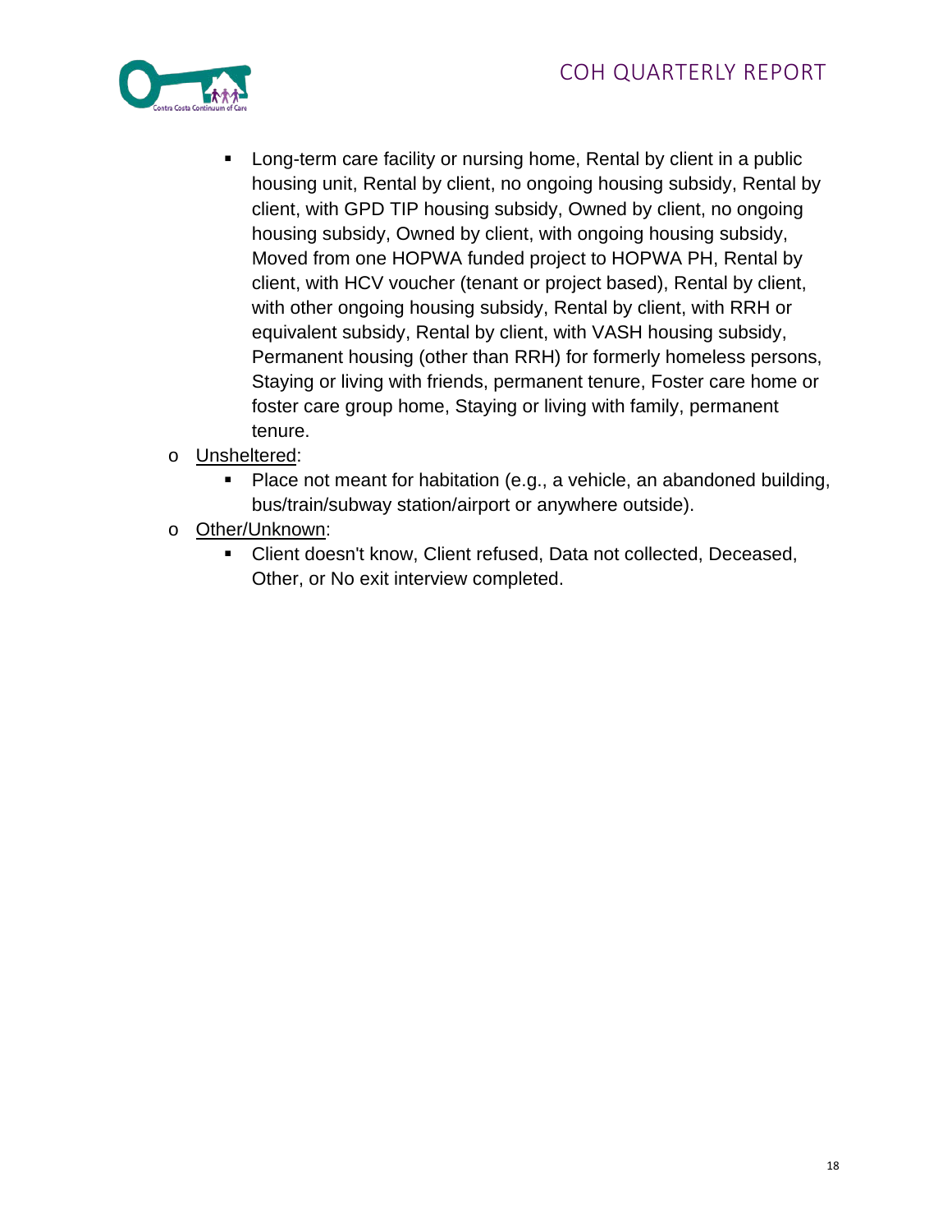- Long-term care facility or nursing home, Rental by client in a public housing unit, Rental by client, no ongoing housing subsidy, Rental by client, with GPD TIP housing subsidy, Owned by client, no ongoing housing subsidy, Owned by client, with ongoing housing subsidy, Moved from one HOPWA funded project to HOPWA PH, Rental by client, with HCV voucher (tenant or project based), Rental by client, with other ongoing housing subsidy, Rental by client, with RRH or equivalent subsidy, Rental by client, with VASH housing subsidy, Permanent housing (other than RRH) for formerly homeless persons, Staying or living with friends, permanent tenure, Foster care home or foster care group home, Staying or living with family, permanent tenure.
  - Unsheltered:
    - Place not meant for habitation (e.g., a vehicle, an abandoned building, bus/train/subway station/airport or anywhere outside).
  - Other/Unknown:
    - Client doesn't know, Client refused, Data not collected, Deceased, Other, or No exit interview completed.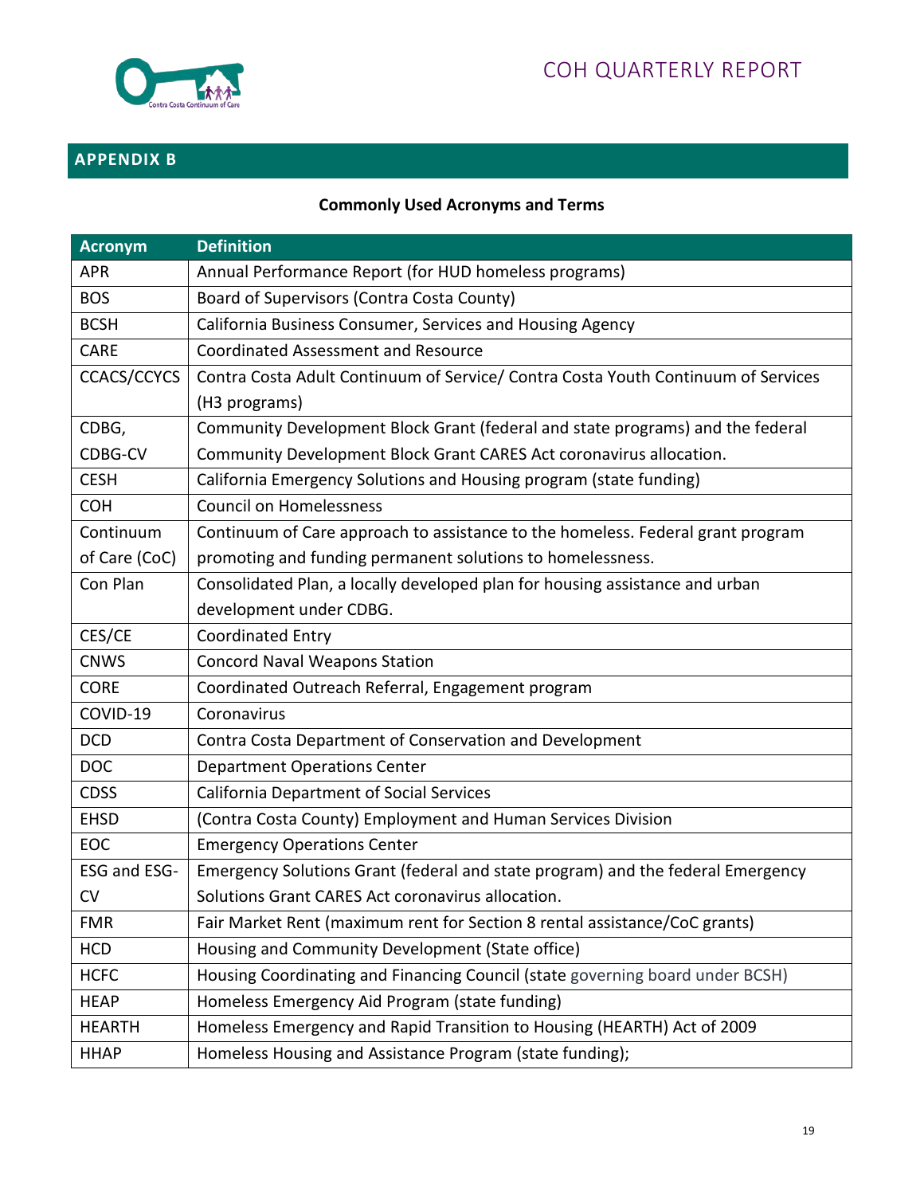## APPENDIX B

**Commonly Used Acronyms and Terms**

| Acronym | Definition |
|---|---|
| APR | Annual Performance Report (for HUD homeless programs) |
| BOS | Board of Supervisors (Contra Costa County) |
| BCSH | California Business Consumer, Services and Housing Agency |
| CARE | Coordinated Assessment and Resource |
| CCACS/CCYCS | Contra Costa Adult Continuum of Service/ Contra Costa Youth Continuum of Services (H3 programs) |
| CDBG, CDBG-CV | Community Development Block Grant (federal and state programs) and the federal Community Development Block Grant CARES Act coronavirus allocation. |
| CESH | California Emergency Solutions and Housing program (state funding) |
| COH | Council on Homelessness |
| Continuum of Care (CoC) | Continuum of Care approach to assistance to the homeless. Federal grant program promoting and funding permanent solutions to homelessness. |
| Con Plan | Consolidated Plan, a locally developed plan for housing assistance and urban development under CDBG. |
| CES/CE | Coordinated Entry |
| CNWS | Concord Naval Weapons Station |
| CORE | Coordinated Outreach Referral, Engagement program |
| COVID-19 | Coronavirus |
| DCD | Contra Costa Department of Conservation and Development |
| DOC | Department Operations Center |
| CDSS | California Department of Social Services |
| EHSD | (Contra Costa County) Employment and Human Services Division |
| EOC | Emergency Operations Center |
| ESG and ESG-CV | Emergency Solutions Grant (federal and state program) and the federal Emergency Solutions Grant CARES Act coronavirus allocation. |
| FMR | Fair Market Rent (maximum rent for Section 8 rental assistance/CoC grants) |
| HCD | Housing and Community Development (State office) |
| HCFC | Housing Coordinating and Financing Council (state governing board under BCSH) |
| HEAP | Homeless Emergency Aid Program (state funding) |
| HEARTH | Homeless Emergency and Rapid Transition to Housing (HEARTH) Act of 2009 |
| HHAP | Homeless Housing and Assistance Program (state funding); |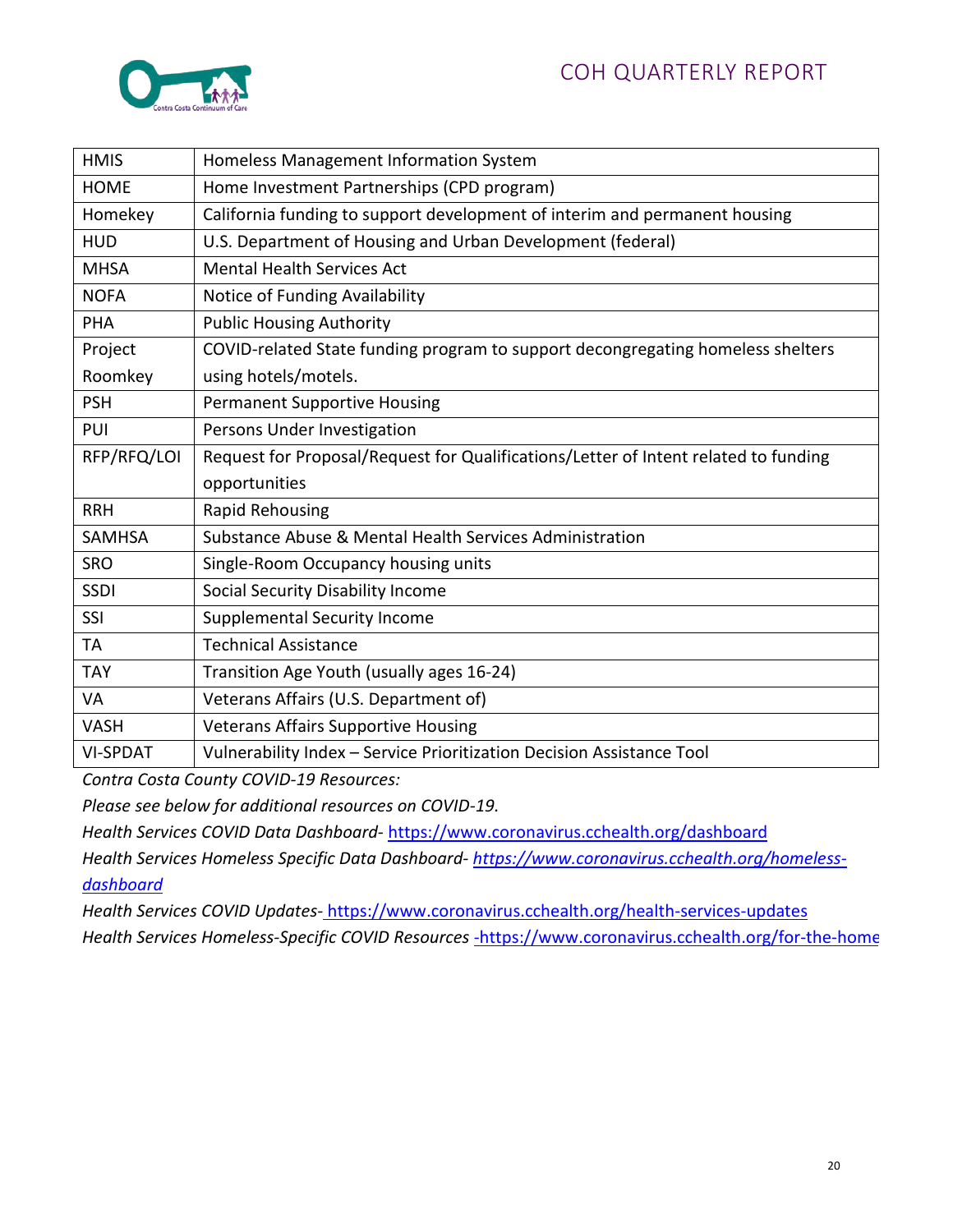| | |
|---|---|
| HMIS | Homeless Management Information System |
| HOME | Home Investment Partnerships (CPD program) |
| Homekey | California funding to support development of interim and permanent housing |
| HUD | U.S. Department of Housing and Urban Development (federal) |
| MHSA | Mental Health Services Act |
| NOFA | Notice of Funding Availability |
| PHA | Public Housing Authority |
| Project Roomkey | COVID-related State funding program to support decongregating homeless shelters using hotels/motels. |
| PSH | Permanent Supportive Housing |
| PUI | Persons Under Investigation |
| RFP/RFQ/LOI | Request for Proposal/Request for Qualifications/Letter of Intent related to funding opportunities |
| RRH | Rapid Rehousing |
| SAMHSA | Substance Abuse & Mental Health Services Administration |
| SRO | Single-Room Occupancy housing units |
| SSDI | Social Security Disability Income |
| SSI | Supplemental Security Income |
| TA | Technical Assistance |
| TAY | Transition Age Youth (usually ages 16-24) |
| VA | Veterans Affairs (U.S. Department of) |
| VASH | Veterans Affairs Supportive Housing |
| VI-SPDAT | Vulnerability Index – Service Prioritization Decision Assistance Tool |

*Contra Costa County COVID-19 Resources:*

*Please see below for additional resources on COVID-19.*

*Health Services COVID Data Dashboard-* https://www.coronavirus.cchealth.org/dashboard

*Health Services Homeless Specific Data Dashboard-* *https://www.coronavirus.cchealth.org/homeless-dashboard*

*Health Services COVID Updates-* https://www.coronavirus.cchealth.org/health-services-updates

*Health Services Homeless-Specific COVID Resources* -https://www.coronavirus.cchealth.org/for-the-home